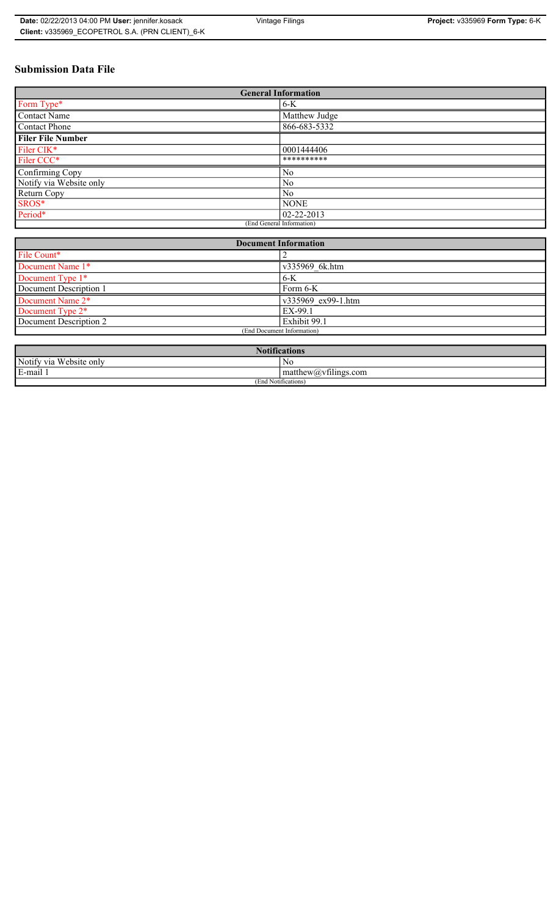# Submission Data File

| General Information | |
|---|---|
| Form Type* | 6-K |
| Contact Name | Matthew Judge |
| Contact Phone | 866-683-5332 |
| **Filer File Number** | |
| Filer CIK* | 0001444406 |
| Filer CCC* | ********** |
| Confirming Copy | No |
| Notify via Website only | No |
| Return Copy | No |
| SROS* | NONE |
| Period* | 02-22-2013 |
| (End General Information) | |

| Document Information | |
|---|---|
| File Count* | 2 |
| Document Name 1* | v335969_6k.htm |
| Document Type 1* | 6-K |
| Document Description 1 | Form 6-K |
| Document Name 2* | v335969_ex99-1.htm |
| Document Type 2* | EX-99.1 |
| Document Description 2 | Exhibit 99.1 |
| (End Document Information) | |

| Notifications | |
|---|---|
| Notify via Website only | No |
| E-mail 1 | matthew@vfilings.com |
| (End Notifications) | |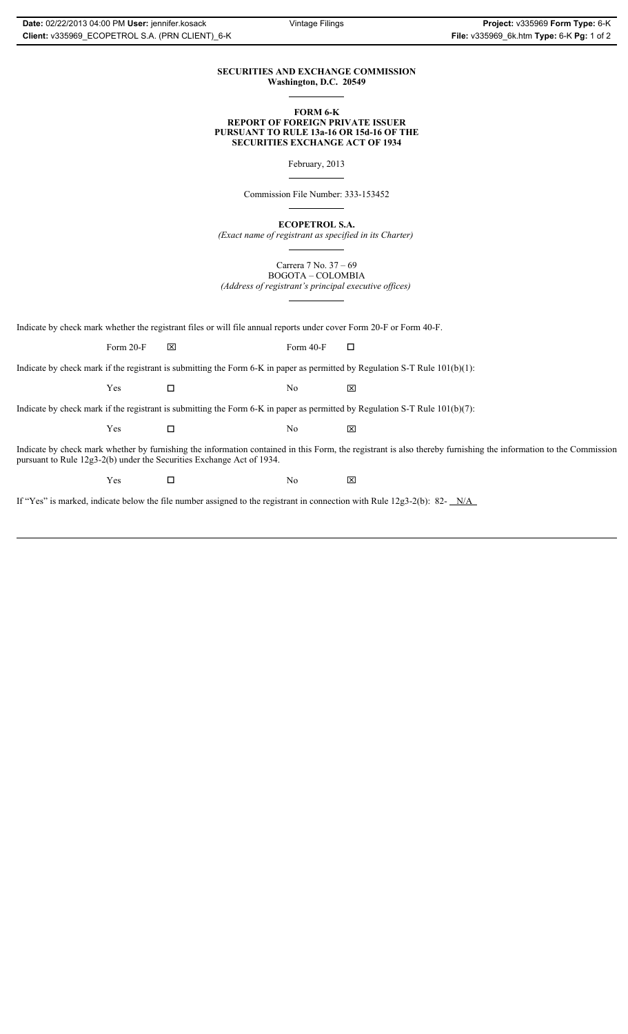**SECURITIES AND EXCHANGE COMMISSION**
**Washington, D.C. 20549**

**FORM 6-K**
**REPORT OF FOREIGN PRIVATE ISSUER**
**PURSUANT TO RULE 13a-16 OR 15d-16 OF THE**
**SECURITIES EXCHANGE ACT OF 1934**

February, 2013

Commission File Number: 333-153452

**ECOPETROL S.A.**
*(Exact name of registrant as specified in its Charter)*

Carrera 7 No. 37 – 69
BOGOTA – COLOMBIA
*(Address of registrant's principal executive offices)*

Indicate by check mark whether the registrant files or will file annual reports under cover Form 20-F or Form 40-F.

Form 20-F ☒ Form 40-F ☐

Indicate by check mark if the registrant is submitting the Form 6-K in paper as permitted by Regulation S-T Rule 101(b)(1):

Yes ☐ No ☒

Indicate by check mark if the registrant is submitting the Form 6-K in paper as permitted by Regulation S-T Rule 101(b)(7):

Yes ☐ No ☒

Indicate by check mark whether by furnishing the information contained in this Form, the registrant is also thereby furnishing the information to the Commission pursuant to Rule 12g3-2(b) under the Securities Exchange Act of 1934.

Yes ☐ No ☒

If "Yes" is marked, indicate below the file number assigned to the registrant in connection with Rule 12g3-2(b): 82- N/A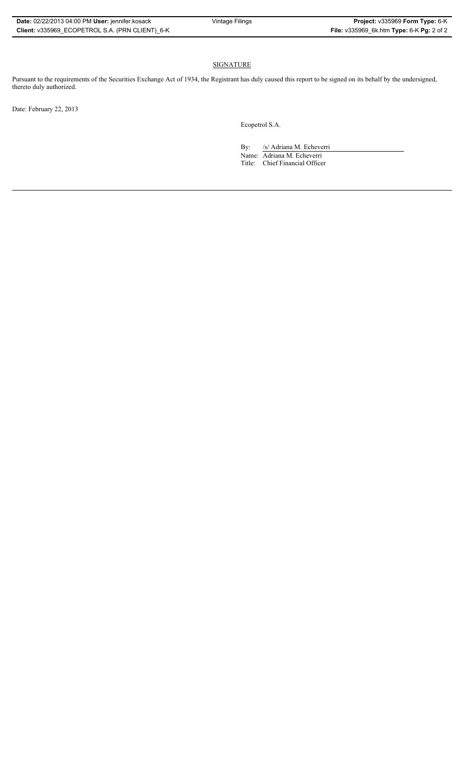## SIGNATURE

Pursuant to the requirements of the Securities Exchange Act of 1934, the Registrant has duly caused this report to be signed on its behalf by the undersigned, thereto duly authorized.

Date: February 22, 2013

Ecopetrol S.A.

By: /s/ Adriana M. Echeverri

Name: Adriana M. Echeverri

Title: Chief Financial Officer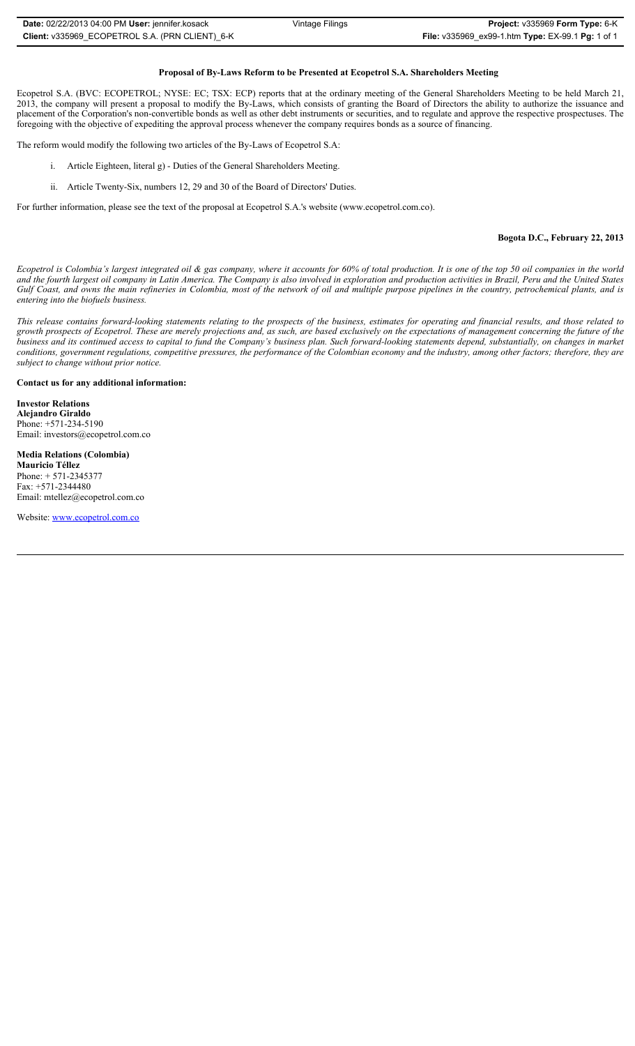**Proposal of By-Laws Reform to be Presented at Ecopetrol S.A. Shareholders Meeting**

Ecopetrol S.A. (BVC: ECOPETROL; NYSE: EC; TSX: ECP) reports that at the ordinary meeting of the General Shareholders Meeting to be held March 21, 2013, the company will present a proposal to modify the By-Laws, which consists of granting the Board of Directors the ability to authorize the issuance and placement of the Corporation's non-convertible bonds as well as other debt instruments or securities, and to regulate and approve the respective prospectuses. The foregoing with the objective of expediting the approval process whenever the company requires bonds as a source of financing.

The reform would modify the following two articles of the By-Laws of Ecopetrol S.A:

i. Article Eighteen, literal g) - Duties of the General Shareholders Meeting.

ii. Article Twenty-Six, numbers 12, 29 and 30 of the Board of Directors' Duties.

For further information, please see the text of the proposal at Ecopetrol S.A.'s website (www.ecopetrol.com.co).

**Bogota D.C., February 22, 2013**

*Ecopetrol is Colombia's largest integrated oil & gas company, where it accounts for 60% of total production. It is one of the top 50 oil companies in the world and the fourth largest oil company in Latin America. The Company is also involved in exploration and production activities in Brazil, Peru and the United States Gulf Coast, and owns the main refineries in Colombia, most of the network of oil and multiple purpose pipelines in the country, petrochemical plants, and is entering into the biofuels business.*

*This release contains forward-looking statements relating to the prospects of the business, estimates for operating and financial results, and those related to growth prospects of Ecopetrol. These are merely projections and, as such, are based exclusively on the expectations of management concerning the future of the business and its continued access to capital to fund the Company's business plan. Such forward-looking statements depend, substantially, on changes in market conditions, government regulations, competitive pressures, the performance of the Colombian economy and the industry, among other factors; therefore, they are subject to change without prior notice.*

**Contact us for any additional information:**

**Investor Relations**
**Alejandro Giraldo**
Phone: +571-234-5190
Email: investors@ecopetrol.com.co

**Media Relations (Colombia)**
**Mauricio Téllez**
Phone: + 571-2345377
Fax: +571-2344480
Email: mtellez@ecopetrol.com.co

Website: www.ecopetrol.com.co